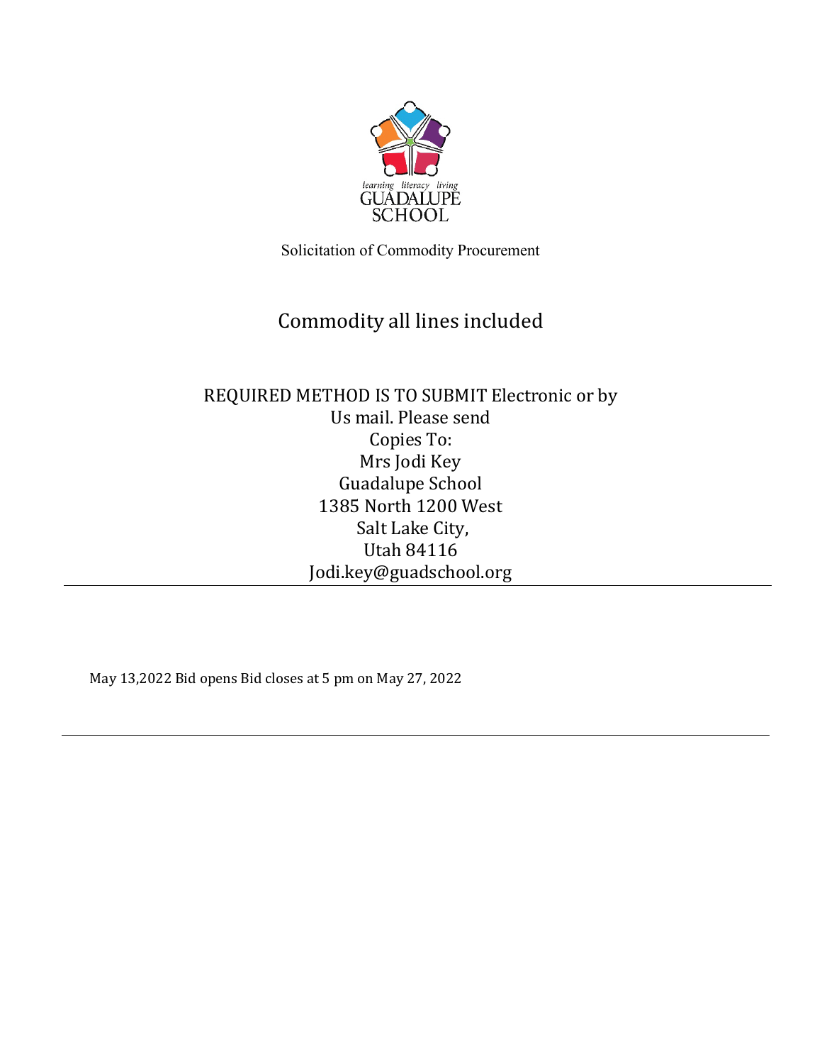learning literacy living
GUADALUPE
SCHOOL

Solicitation of Commodity Procurement

# Commodity all lines included

REQUIRED METHOD IS TO SUBMIT Electronic or by
Us mail. Please send
Copies To:
Mrs Jodi Key
Guadalupe School
1385 North 1200 West
Salt Lake City,
Utah 84116
Jodi.key@guadschool.org

---

May 13,2022 Bid opens Bid closes at 5 pm on May 27, 2022

---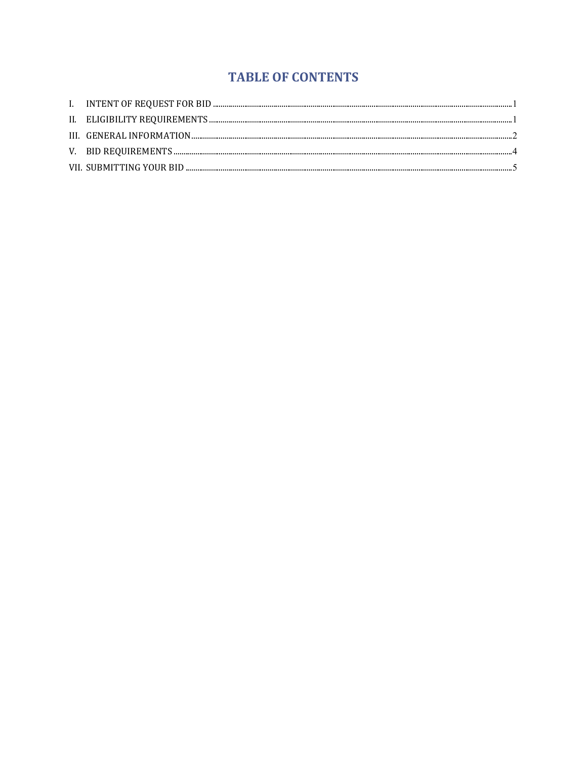# TABLE OF CONTENTS

I. INTENT OF REQUEST FOR BID ........................................ 1

II. ELIGIBILITY REQUIREMENTS ........................................ 1

III. GENERAL INFORMATION ........................................ 2

V. BID REQUIREMENTS ........................................ 4

VII. SUBMITTING YOUR BID ........................................ 5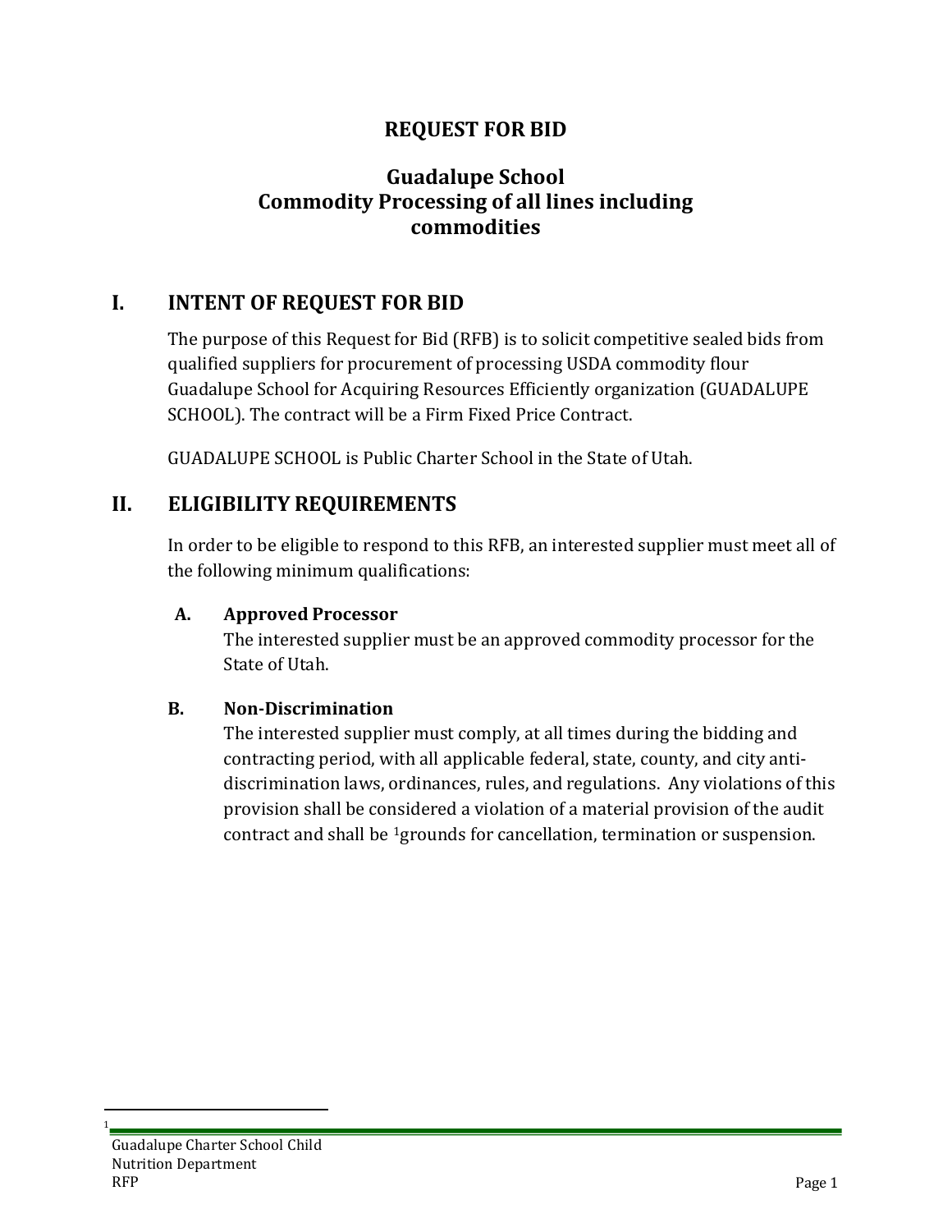# REQUEST FOR BID

## Guadalupe School
## Commodity Processing of all lines including commodities

## I. INTENT OF REQUEST FOR BID

The purpose of this Request for Bid (RFB) is to solicit competitive sealed bids from qualified suppliers for procurement of processing USDA commodity flour Guadalupe School for Acquiring Resources Efficiently organization (GUADALUPE SCHOOL). The contract will be a Firm Fixed Price Contract.

GUADALUPE SCHOOL is Public Charter School in the State of Utah.

## II. ELIGIBILITY REQUIREMENTS

In order to be eligible to respond to this RFB, an interested supplier must meet all of the following minimum qualifications:

### A. Approved Processor

The interested supplier must be an approved commodity processor for the State of Utah.

### B. Non-Discrimination

The interested supplier must comply, at all times during the bidding and contracting period, with all applicable federal, state, county, and city anti-discrimination laws, ordinances, rules, and regulations. Any violations of this provision shall be considered a violation of a material provision of the audit contract and shall be [1]grounds for cancellation, termination or suspension.

[1]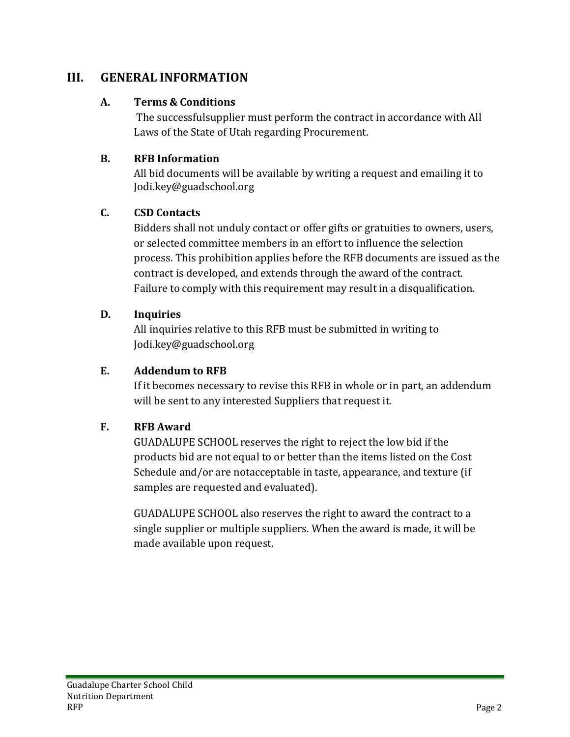## III. GENERAL INFORMATION

### A. Terms & Conditions

The successfulsupplier must perform the contract in accordance with All Laws of the State of Utah regarding Procurement.

### B. RFB Information

All bid documents will be available by writing a request and emailing it to Jodi.key@guadschool.org

### C. CSD Contacts

Bidders shall not unduly contact or offer gifts or gratuities to owners, users, or selected committee members in an effort to influence the selection process. This prohibition applies before the RFB documents are issued as the contract is developed, and extends through the award of the contract. Failure to comply with this requirement may result in a disqualification.

### D. Inquiries

All inquiries relative to this RFB must be submitted in writing to Jodi.key@guadschool.org

### E. Addendum to RFB

If it becomes necessary to revise this RFB in whole or in part, an addendum will be sent to any interested Suppliers that request it.

### F. RFB Award

GUADALUPE SCHOOL reserves the right to reject the low bid if the products bid are not equal to or better than the items listed on the Cost Schedule and/or are notacceptable in taste, appearance, and texture (if samples are requested and evaluated).

GUADALUPE SCHOOL also reserves the right to award the contract to a single supplier or multiple suppliers. When the award is made, it will be made available upon request.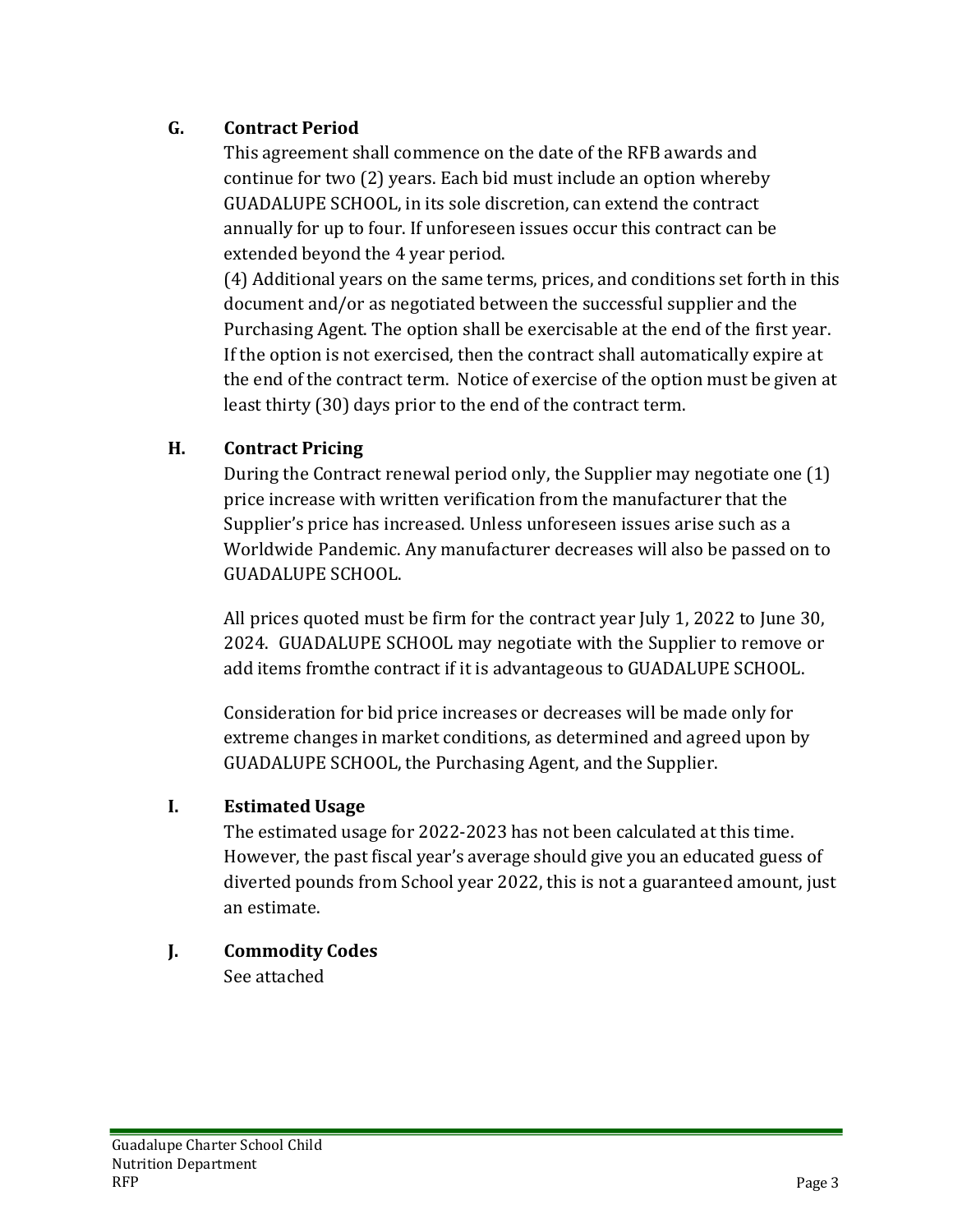## G. Contract Period

This agreement shall commence on the date of the RFB awards and continue for two (2) years. Each bid must include an option whereby GUADALUPE SCHOOL, in its sole discretion, can extend the contract annually for up to four. If unforeseen issues occur this contract can be extended beyond the 4 year period.

(4) Additional years on the same terms, prices, and conditions set forth in this document and/or as negotiated between the successful supplier and the Purchasing Agent. The option shall be exercisable at the end of the first year. If the option is not exercised, then the contract shall automatically expire at the end of the contract term. Notice of exercise of the option must be given at least thirty (30) days prior to the end of the contract term.

## H. Contract Pricing

During the Contract renewal period only, the Supplier may negotiate one (1) price increase with written verification from the manufacturer that the Supplier's price has increased. Unless unforeseen issues arise such as a Worldwide Pandemic. Any manufacturer decreases will also be passed on to GUADALUPE SCHOOL.

All prices quoted must be firm for the contract year July 1, 2022 to June 30, 2024. GUADALUPE SCHOOL may negotiate with the Supplier to remove or add items fromthe contract if it is advantageous to GUADALUPE SCHOOL.

Consideration for bid price increases or decreases will be made only for extreme changes in market conditions, as determined and agreed upon by GUADALUPE SCHOOL, the Purchasing Agent, and the Supplier.

## I. Estimated Usage

The estimated usage for 2022-2023 has not been calculated at this time. However, the past fiscal year's average should give you an educated guess of diverted pounds from School year 2022, this is not a guaranteed amount, just an estimate.

## J. Commodity Codes

See attached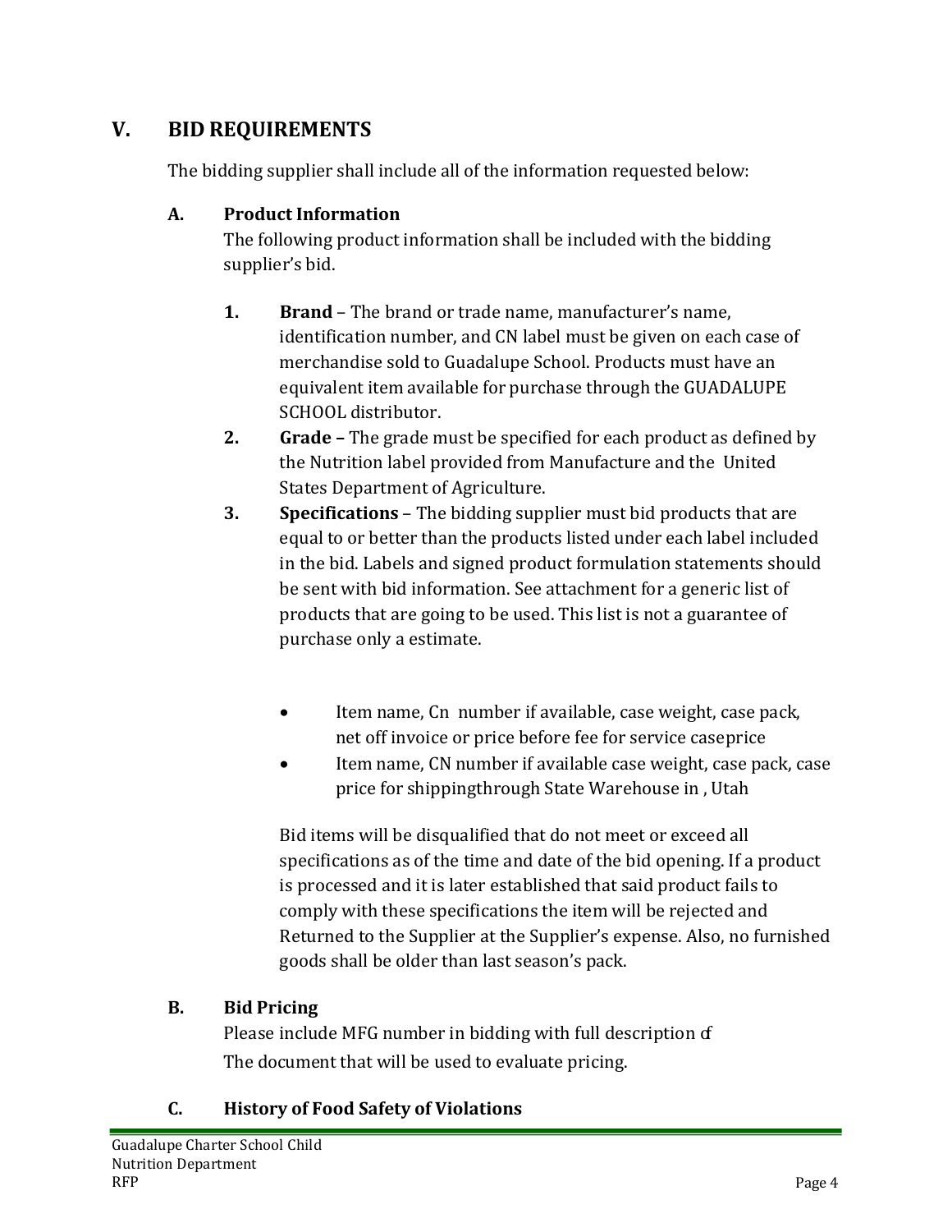## V. BID REQUIREMENTS

The bidding supplier shall include all of the information requested below:

### A. Product Information

The following product information shall be included with the bidding supplier's bid.

1. **Brand** – The brand or trade name, manufacturer's name, identification number, and CN label must be given on each case of merchandise sold to Guadalupe School. Products must have an equivalent item available for purchase through the GUADALUPE SCHOOL distributor.
2. **Grade –** The grade must be specified for each product as defined by the Nutrition label provided from Manufacture and the United States Department of Agriculture.
3. **Specifications** – The bidding supplier must bid products that are equal to or better than the products listed under each label included in the bid. Labels and signed product formulation statements should be sent with bid information. See attachment for a generic list of products that are going to be used. This list is not a guarantee of purchase only a estimate.

   - Item name, Cn number if available, case weight, case pack, net off invoice or price before fee for service caseprice
   - Item name, CN number if available case weight, case pack, case price for shippingthrough State Warehouse in , Utah

   Bid items will be disqualified that do not meet or exceed all specifications as of the time and date of the bid opening. If a product is processed and it is later established that said product fails to comply with these specifications the item will be rejected and Returned to the Supplier at the Supplier's expense. Also, no furnished goods shall be older than last season's pack.

### B. Bid Pricing

Please include MFG number in bidding with full description of The document that will be used to evaluate pricing.

### C. History of Food Safety of Violations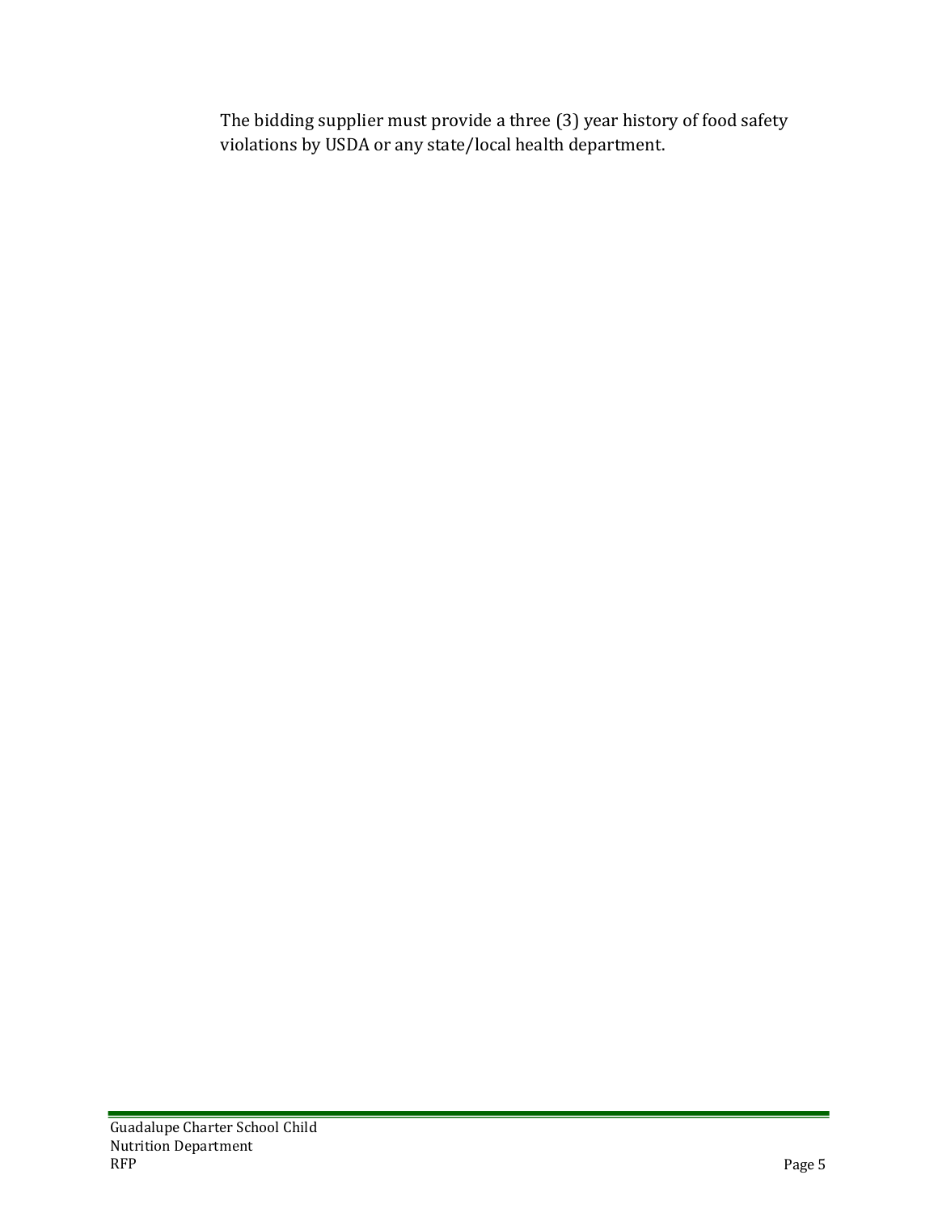The bidding supplier must provide a three (3) year history of food safety violations by USDA or any state/local health department.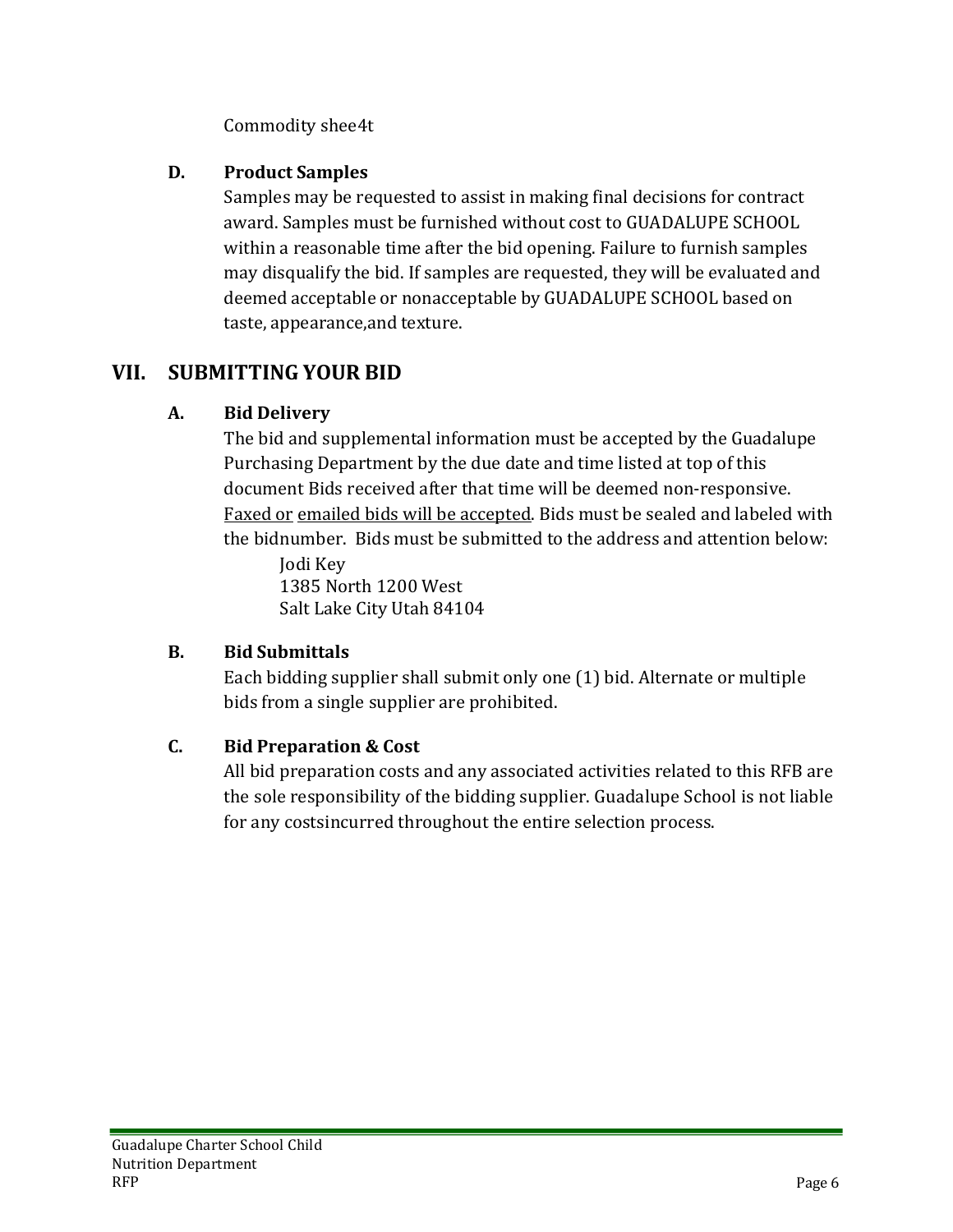Commodity shee4t

**D. Product Samples**

Samples may be requested to assist in making final decisions for contract award. Samples must be furnished without cost to GUADALUPE SCHOOL within a reasonable time after the bid opening. Failure to furnish samples may disqualify the bid. If samples are requested, they will be evaluated and deemed acceptable or nonacceptable by GUADALUPE SCHOOL based on taste, appearance,and texture.

## VII. SUBMITTING YOUR BID

**A. Bid Delivery**

The bid and supplemental information must be accepted by the Guadalupe Purchasing Department by the due date and time listed at top of this document Bids received after that time will be deemed non-responsive. Faxed or emailed bids will be accepted. Bids must be sealed and labeled with the bidnumber. Bids must be submitted to the address and attention below:

Jodi Key
1385 North 1200 West
Salt Lake City Utah 84104

**B. Bid Submittals**

Each bidding supplier shall submit only one (1) bid. Alternate or multiple bids from a single supplier are prohibited.

**C. Bid Preparation & Cost**

All bid preparation costs and any associated activities related to this RFB are the sole responsibility of the bidding supplier. Guadalupe School is not liable for any costsincurred throughout the entire selection process.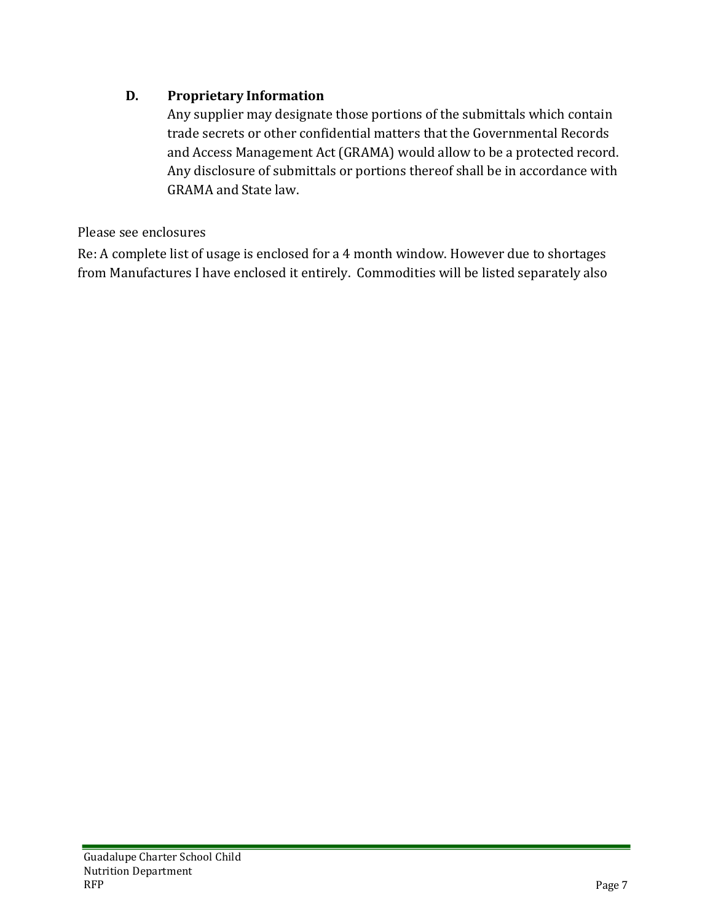### D. Proprietary Information

Any supplier may designate those portions of the submittals which contain trade secrets or other confidential matters that the Governmental Records and Access Management Act (GRAMA) would allow to be a protected record. Any disclosure of submittals or portions thereof shall be in accordance with GRAMA and State law.

Please see enclosures

Re: A complete list of usage is enclosed for a 4 month window. However due to shortages from Manufactures I have enclosed it entirely. Commodities will be listed separately also